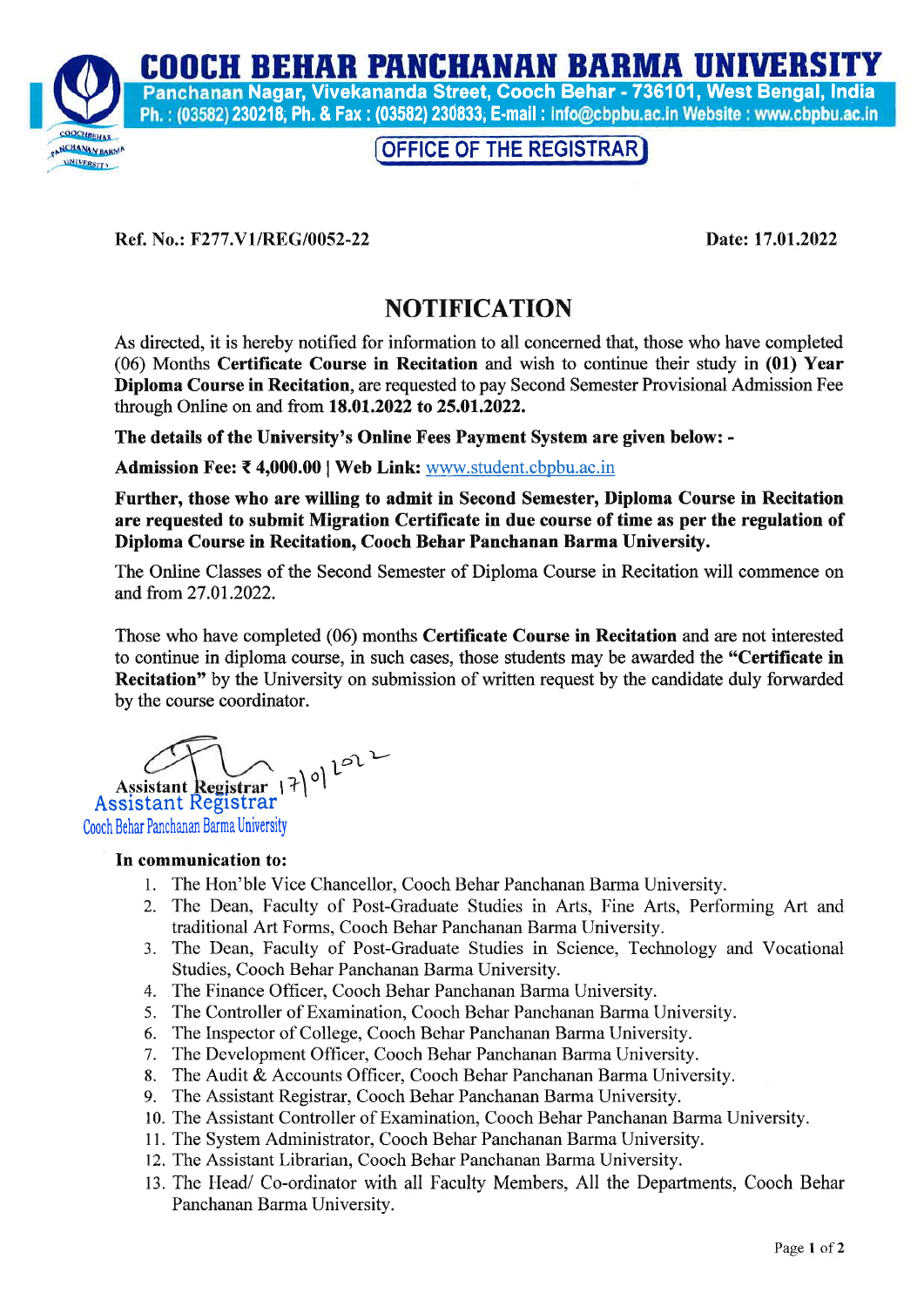# COOCH BEHAR PANCHANAN BARMA UNIVERSITY

Panchanan Nagar, Vivekananda Street, Cooch Behar - 736101, West Bengal, India
Ph. : (03582) 230218; Ph. & Fax : (03582) 230833; E-mail : info@cbpbu.ac.in Website : www.cbpbu.ac.in

OFFICE OF THE REGISTRAR

**Ref. No.: F277.V1/REG/0052-22** **Date: 17.01.2022**

## NOTIFICATION

As directed, it is hereby notified for information to all concerned that, those who have completed (06) Months **Certificate Course in Recitation** and wish to continue their study in **(01) Year Diploma Course in Recitation**, are requested to pay Second Semester Provisional Admission Fee through Online on and from **18.01.2022 to 25.01.2022.**

**The details of the University's Online Fees Payment System are given below: -**

**Admission Fee: ₹ 4,000.00 | Web Link:** www.student.cbpbu.ac.in

**Further, those who are willing to admit in Second Semester, Diploma Course in Recitation are requested to submit Migration Certificate in due course of time as per the regulation of Diploma Course in Recitation, Cooch Behar Panchanan Barma University.**

The Online Classes of the Second Semester of Diploma Course in Recitation will commence on and from 27.01.2022.

Those who have completed (06) months **Certificate Course in Recitation** and are not interested to continue in diploma course, in such cases, those students may be awarded the **"Certificate in Recitation"** by the University on submission of written request by the candidate duly forwarded by the course coordinator.

17/01/2022
Assistant Registrar
Assistant Registrar
Cooch Behar Panchanan Barma University

**In communication to:**

1. The Hon'ble Vice Chancellor, Cooch Behar Panchanan Barma University.
2. The Dean, Faculty of Post-Graduate Studies in Arts, Fine Arts, Performing Art and traditional Art Forms, Cooch Behar Panchanan Barma University.
3. The Dean, Faculty of Post-Graduate Studies in Science, Technology and Vocational Studies, Cooch Behar Panchanan Barma University.
4. The Finance Officer, Cooch Behar Panchanan Barma University.
5. The Controller of Examination, Cooch Behar Panchanan Barma University.
6. The Inspector of College, Cooch Behar Panchanan Barma University.
7. The Development Officer, Cooch Behar Panchanan Barma University.
8. The Audit & Accounts Officer, Cooch Behar Panchanan Barma University.
9. The Assistant Registrar, Cooch Behar Panchanan Barma University.
10. The Assistant Controller of Examination, Cooch Behar Panchanan Barma University.
11. The System Administrator, Cooch Behar Panchanan Barma University.
12. The Assistant Librarian, Cooch Behar Panchanan Barma University.
13. The Head/ Co-ordinator with all Faculty Members, All the Departments, Cooch Behar Panchanan Barma University.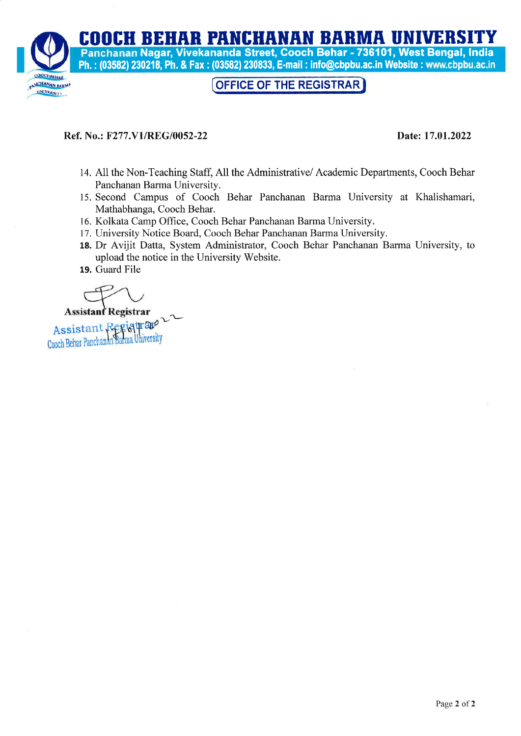# COOCH BEHAR PANCHANAN BARMA UNIVERSITY

Panchanan Nagar, Vivekananda Street, Cooch Behar - 736101, West Bengal, India
Ph. : (03582) 230218; Ph. & Fax : (03582) 230833, E-mail : info@cbpbu.ac.in Website : www.cbpbu.ac.in

**OFFICE OF THE REGISTRAR**

**Ref. No.: F277.V1/REG/0052-22** **Date: 17.01.2022**

14. All the Non-Teaching Staff, All the Administrative/ Academic Departments, Cooch Behar Panchanan Barma University.
15. Second Campus of Cooch Behar Panchanan Barma University at Khalishamari, Mathabhanga, Cooch Behar.
16. Kolkata Camp Office, Cooch Behar Panchanan Barma University.
17. University Notice Board, Cooch Behar Panchanan Barma University.
18. Dr Avijit Datta, System Administrator, Cooch Behar Panchanan Barma University, to upload the notice in the University Website.
19. Guard File

**Assistant Registrar**

Assistant Registrar
Cooch Behar Panchanan Barma University